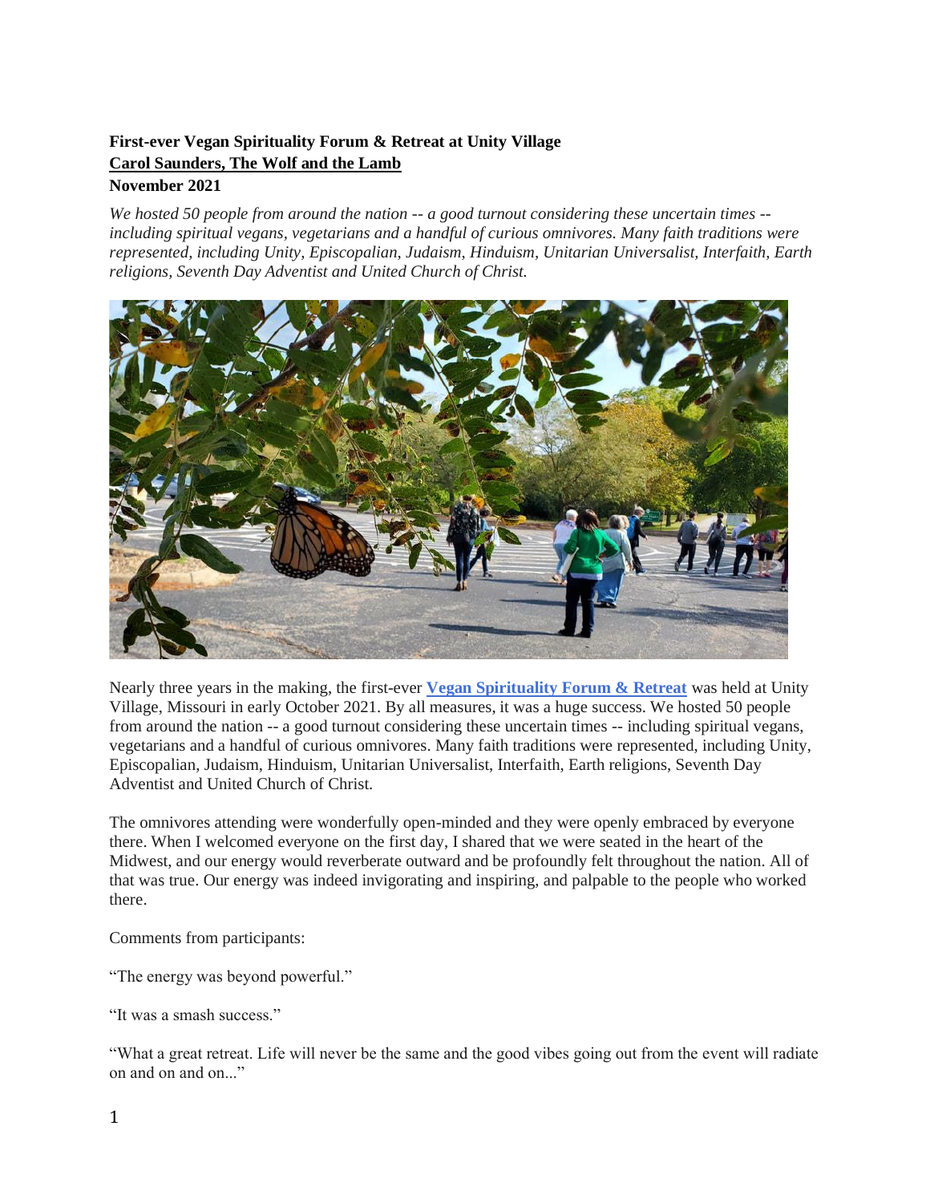**First-ever Vegan Spirituality Forum & Retreat at Unity Village**
**Carol Saunders, The Wolf and the Lamb**
**November 2021**

*We hosted 50 people from around the nation -- a good turnout considering these uncertain times -- including spiritual vegans, vegetarians and a handful of curious omnivores. Many faith traditions were represented, including Unity, Episcopalian, Judaism, Hinduism, Unitarian Universalist, Interfaith, Earth religions, Seventh Day Adventist and United Church of Christ.*

Nearly three years in the making, the first-ever **Vegan Spirituality Forum & Retreat** was held at Unity Village, Missouri in early October 2021. By all measures, it was a huge success. We hosted 50 people from around the nation -- a good turnout considering these uncertain times -- including spiritual vegans, vegetarians and a handful of curious omnivores. Many faith traditions were represented, including Unity, Episcopalian, Judaism, Hinduism, Unitarian Universalist, Interfaith, Earth religions, Seventh Day Adventist and United Church of Christ.

The omnivores attending were wonderfully open-minded and they were openly embraced by everyone there. When I welcomed everyone on the first day, I shared that we were seated in the heart of the Midwest, and our energy would reverberate outward and be profoundly felt throughout the nation. All of that was true. Our energy was indeed invigorating and inspiring, and palpable to the people who worked there.

Comments from participants:

"The energy was beyond powerful."

"It was a smash success."

"What a great retreat. Life will never be the same and the good vibes going out from the event will radiate on and on and on..."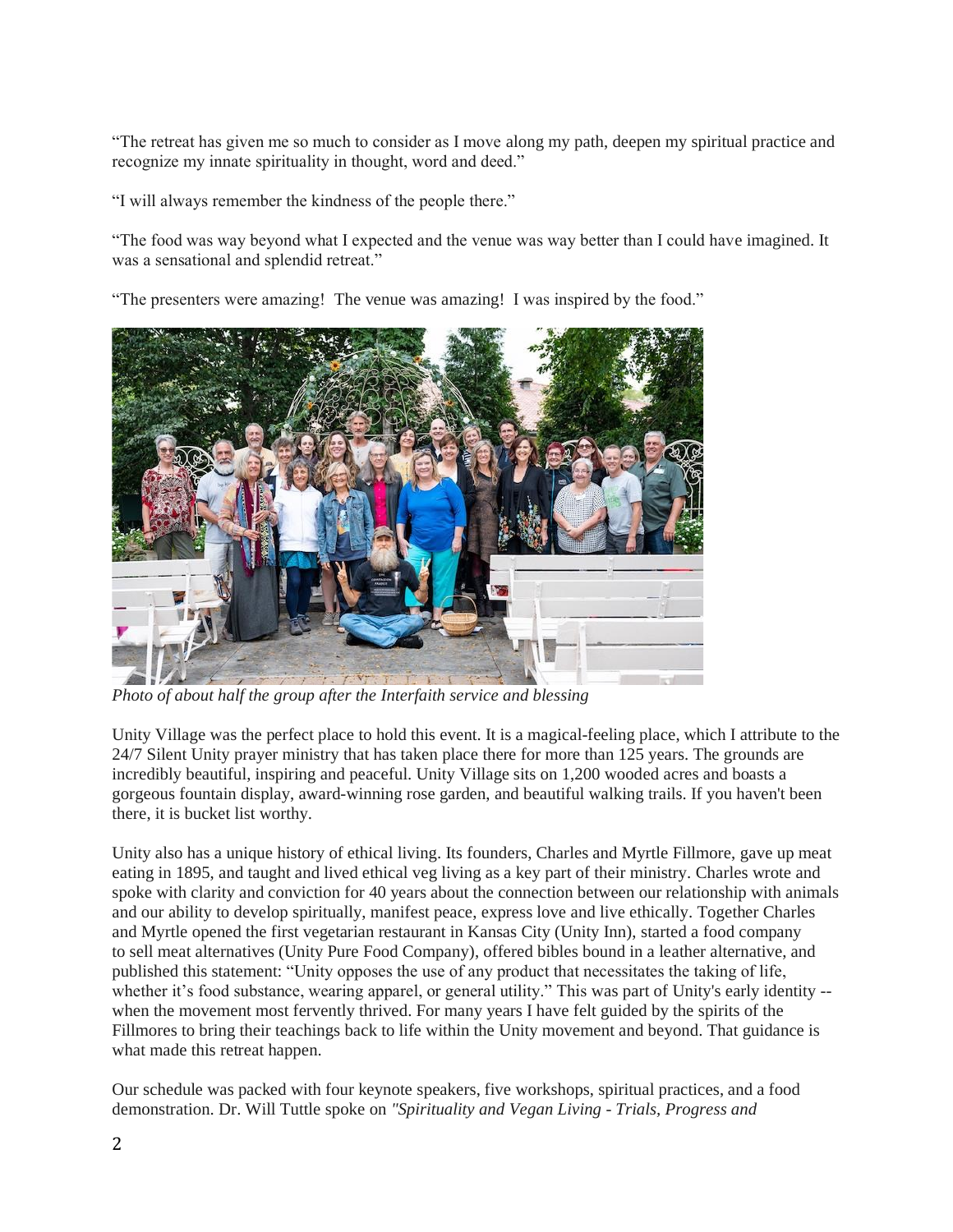"The retreat has given me so much to consider as I move along my path, deepen my spiritual practice and recognize my innate spirituality in thought, word and deed."

"I will always remember the kindness of the people there."

"The food was way beyond what I expected and the venue was way better than I could have imagined. It was a sensational and splendid retreat."

"The presenters were amazing! The venue was amazing! I was inspired by the food."

*Photo of about half the group after the Interfaith service and blessing*

Unity Village was the perfect place to hold this event. It is a magical-feeling place, which I attribute to the 24/7 Silent Unity prayer ministry that has taken place there for more than 125 years. The grounds are incredibly beautiful, inspiring and peaceful. Unity Village sits on 1,200 wooded acres and boasts a gorgeous fountain display, award-winning rose garden, and beautiful walking trails. If you haven't been there, it is bucket list worthy.

Unity also has a unique history of ethical living. Its founders, Charles and Myrtle Fillmore, gave up meat eating in 1895, and taught and lived ethical veg living as a key part of their ministry. Charles wrote and spoke with clarity and conviction for 40 years about the connection between our relationship with animals and our ability to develop spiritually, manifest peace, express love and live ethically. Together Charles and Myrtle opened the first vegetarian restaurant in Kansas City (Unity Inn), started a food company to sell meat alternatives (Unity Pure Food Company), offered bibles bound in a leather alternative, and published this statement: "Unity opposes the use of any product that necessitates the taking of life, whether it's food substance, wearing apparel, or general utility." This was part of Unity's early identity -- when the movement most fervently thrived. For many years I have felt guided by the spirits of the Fillmores to bring their teachings back to life within the Unity movement and beyond. That guidance is what made this retreat happen.

Our schedule was packed with four keynote speakers, five workshops, spiritual practices, and a food demonstration. Dr. Will Tuttle spoke on *"Spirituality and Vegan Living - Trials, Progress and*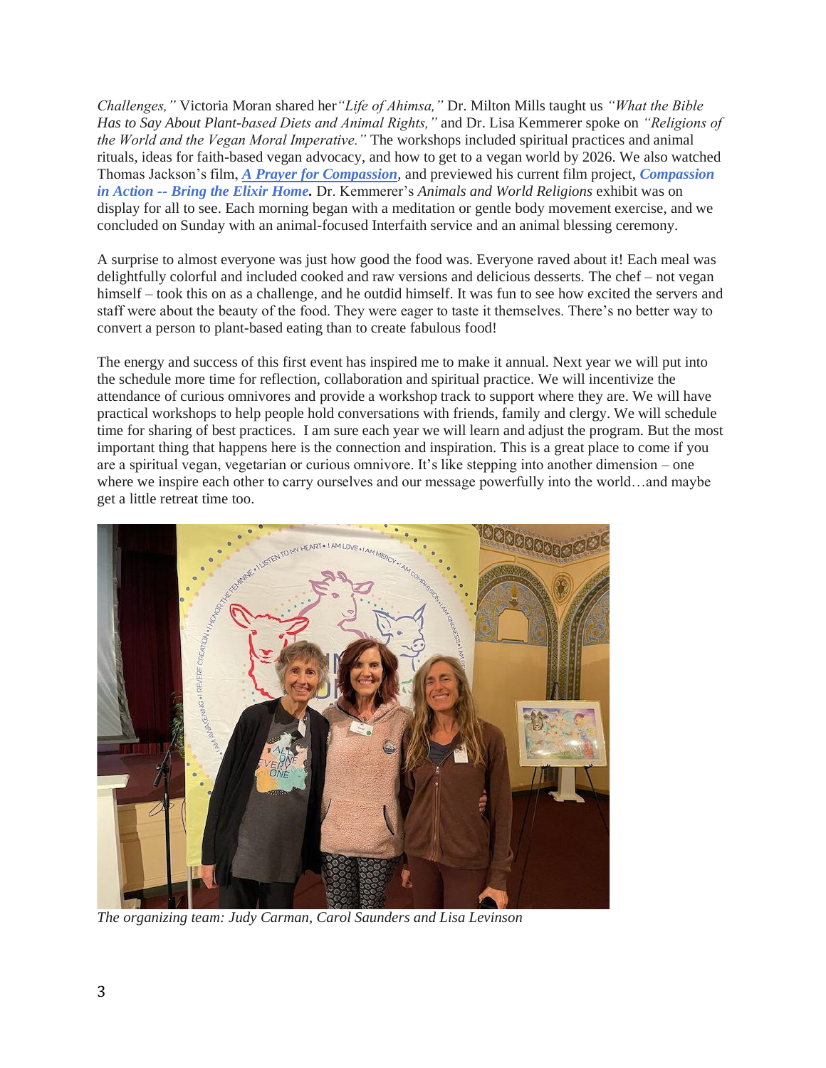*Challenges,"* Victoria Moran shared her *"Life of Ahimsa,"* Dr. Milton Mills taught us *"What the Bible Has to Say About Plant-based Diets and Animal Rights,"* and Dr. Lisa Kemmerer spoke on *"Religions of the World and the Vegan Moral Imperative."* The workshops included spiritual practices and animal rituals, ideas for faith-based vegan advocacy, and how to get to a vegan world by 2026. We also watched Thomas Jackson's film, ***A Prayer for Compassion***, and previewed his current film project, ***Compassion in Action -- Bring the Elixir Home*****.** Dr. Kemmerer's *Animals and World Religions* exhibit was on display for all to see. Each morning began with a meditation or gentle body movement exercise, and we concluded on Sunday with an animal-focused Interfaith service and an animal blessing ceremony.

A surprise to almost everyone was just how good the food was. Everyone raved about it! Each meal was delightfully colorful and included cooked and raw versions and delicious desserts. The chef – not vegan himself – took this on as a challenge, and he outdid himself. It was fun to see how excited the servers and staff were about the beauty of the food. They were eager to taste it themselves. There's no better way to convert a person to plant-based eating than to create fabulous food!

The energy and success of this first event has inspired me to make it annual. Next year we will put into the schedule more time for reflection, collaboration and spiritual practice. We will incentivize the attendance of curious omnivores and provide a workshop track to support where they are. We will have practical workshops to help people hold conversations with friends, family and clergy. We will schedule time for sharing of best practices. I am sure each year we will learn and adjust the program. But the most important thing that happens here is the connection and inspiration. This is a great place to come if you are a spiritual vegan, vegetarian or curious omnivore. It's like stepping into another dimension – one where we inspire each other to carry ourselves and our message powerfully into the world…and maybe get a little retreat time too.

*The organizing team: Judy Carman, Carol Saunders and Lisa Levinson*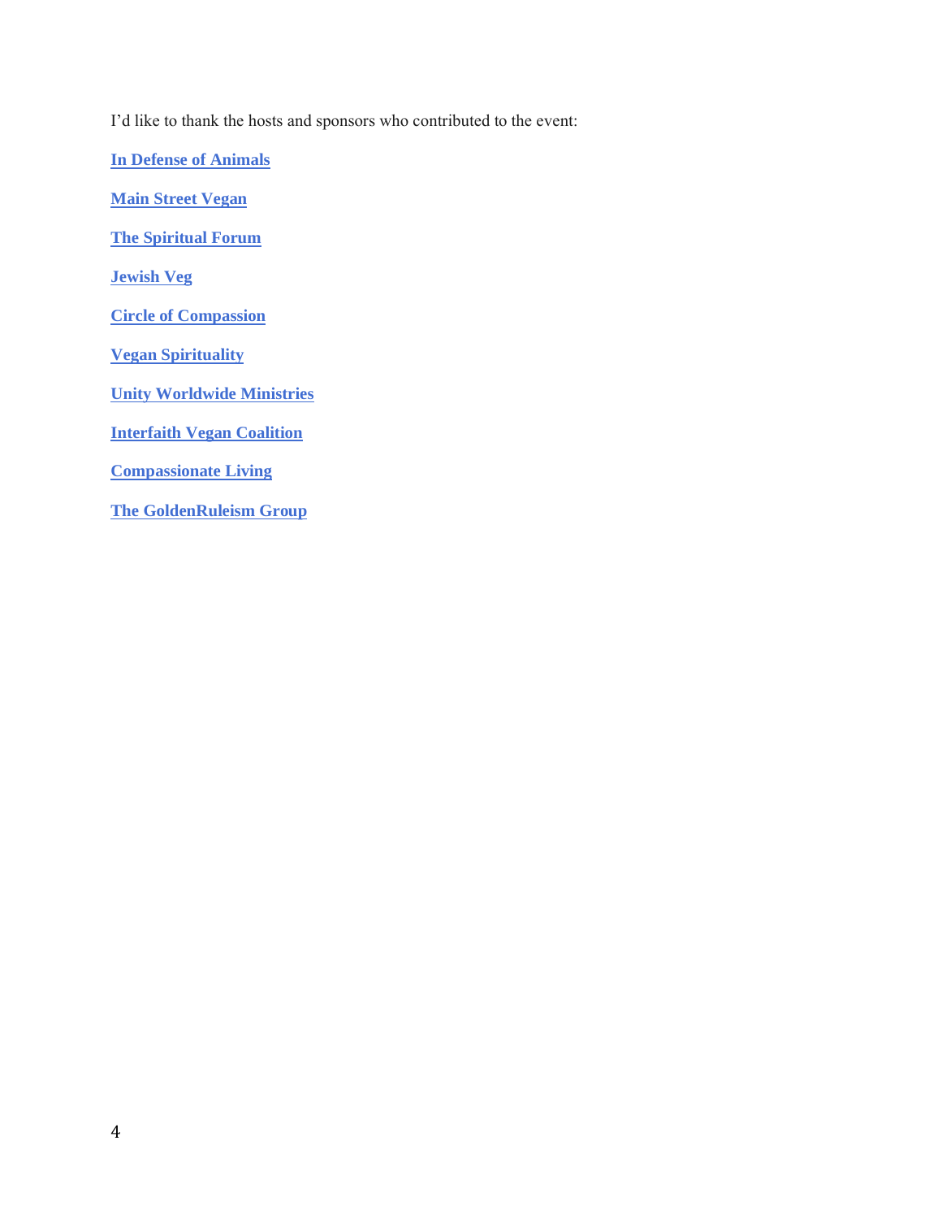I'd like to thank the hosts and sponsors who contributed to the event:

**In Defense of Animals**

**Main Street Vegan**

**The Spiritual Forum**

**Jewish Veg**

**Circle of Compassion**

**Vegan Spirituality**

**Unity Worldwide Ministries**

**Interfaith Vegan Coalition**

**Compassionate Living**

**The GoldenRuleism Group**